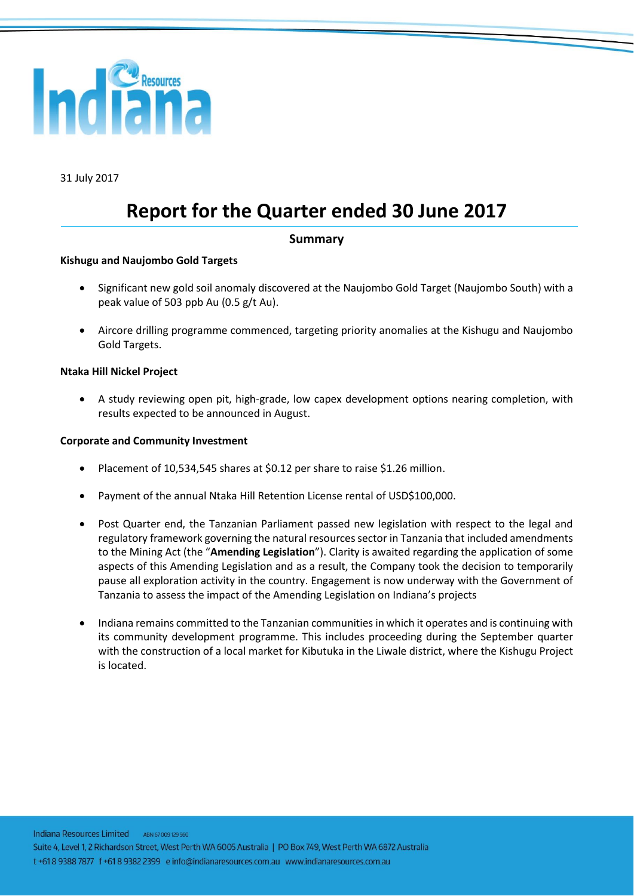31 July 2017

# Report for the Quarter ended 30 June 2017

## Summary

**Kishugu and Naujombo Gold Targets**

- Significant new gold soil anomaly discovered at the Naujombo Gold Target (Naujombo South) with a peak value of 503 ppb Au (0.5 g/t Au).
- Aircore drilling programme commenced, targeting priority anomalies at the Kishugu and Naujombo Gold Targets.

**Ntaka Hill Nickel Project**

- A study reviewing open pit, high-grade, low capex development options nearing completion, with results expected to be announced in August.

**Corporate and Community Investment**

- Placement of 10,534,545 shares at $0.12 per share to raise $1.26 million.
- Payment of the annual Ntaka Hill Retention License rental of USD$100,000.
- Post Quarter end, the Tanzanian Parliament passed new legislation with respect to the legal and regulatory framework governing the natural resources sector in Tanzania that included amendments to the Mining Act (the "**Amending Legislation**"). Clarity is awaited regarding the application of some aspects of this Amending Legislation and as a result, the Company took the decision to temporarily pause all exploration activity in the country. Engagement is now underway with the Government of Tanzania to assess the impact of the Amending Legislation on Indiana's projects
- Indiana remains committed to the Tanzanian communities in which it operates and is continuing with its community development programme. This includes proceeding during the September quarter with the construction of a local market for Kibutuka in the Liwale district, where the Kishugu Project is located.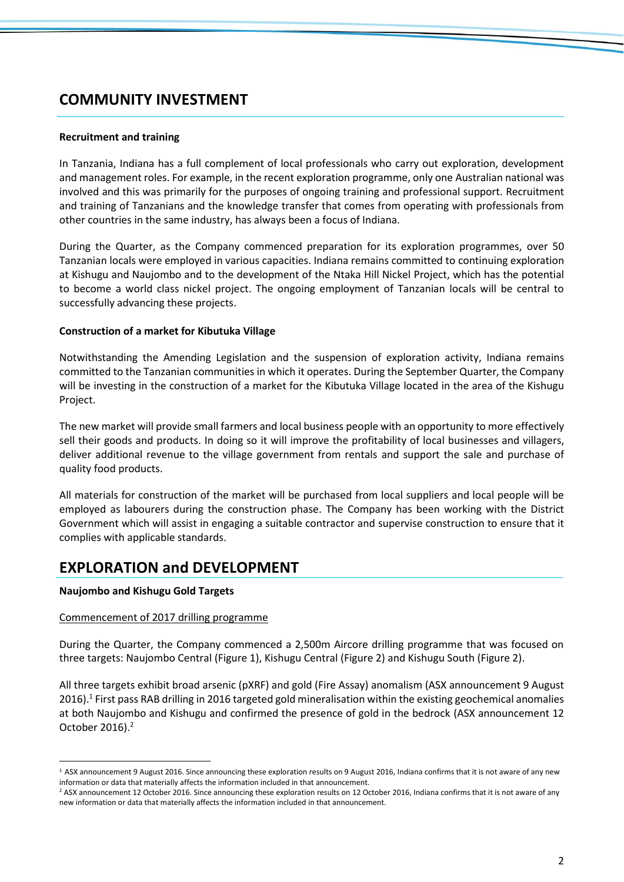## COMMUNITY INVESTMENT

**Recruitment and training**

In Tanzania, Indiana has a full complement of local professionals who carry out exploration, development and management roles. For example, in the recent exploration programme, only one Australian national was involved and this was primarily for the purposes of ongoing training and professional support. Recruitment and training of Tanzanians and the knowledge transfer that comes from operating with professionals from other countries in the same industry, has always been a focus of Indiana.

During the Quarter, as the Company commenced preparation for its exploration programmes, over 50 Tanzanian locals were employed in various capacities. Indiana remains committed to continuing exploration at Kishugu and Naujombo and to the development of the Ntaka Hill Nickel Project, which has the potential to become a world class nickel project. The ongoing employment of Tanzanian locals will be central to successfully advancing these projects.

**Construction of a market for Kibutuka Village**

Notwithstanding the Amending Legislation and the suspension of exploration activity, Indiana remains committed to the Tanzanian communities in which it operates. During the September Quarter, the Company will be investing in the construction of a market for the Kibutuka Village located in the area of the Kishugu Project.

The new market will provide small farmers and local business people with an opportunity to more effectively sell their goods and products. In doing so it will improve the profitability of local businesses and villagers, deliver additional revenue to the village government from rentals and support the sale and purchase of quality food products.

All materials for construction of the market will be purchased from local suppliers and local people will be employed as labourers during the construction phase. The Company has been working with the District Government which will assist in engaging a suitable contractor and supervise construction to ensure that it complies with applicable standards.

## EXPLORATION and DEVELOPMENT

**Naujombo and Kishugu Gold Targets**

Commencement of 2017 drilling programme

During the Quarter, the Company commenced a 2,500m Aircore drilling programme that was focused on three targets: Naujombo Central (Figure 1), Kishugu Central (Figure 2) and Kishugu South (Figure 2).

All three targets exhibit broad arsenic (pXRF) and gold (Fire Assay) anomalism (ASX announcement 9 August 2016).[1] First pass RAB drilling in 2016 targeted gold mineralisation within the existing geochemical anomalies at both Naujombo and Kishugu and confirmed the presence of gold in the bedrock (ASX announcement 12 October 2016).[2]

---

[1] ASX announcement 9 August 2016. Since announcing these exploration results on 9 August 2016, Indiana confirms that it is not aware of any new information or data that materially affects the information included in that announcement.

[2] ASX announcement 12 October 2016. Since announcing these exploration results on 12 October 2016, Indiana confirms that it is not aware of any new information or data that materially affects the information included in that announcement.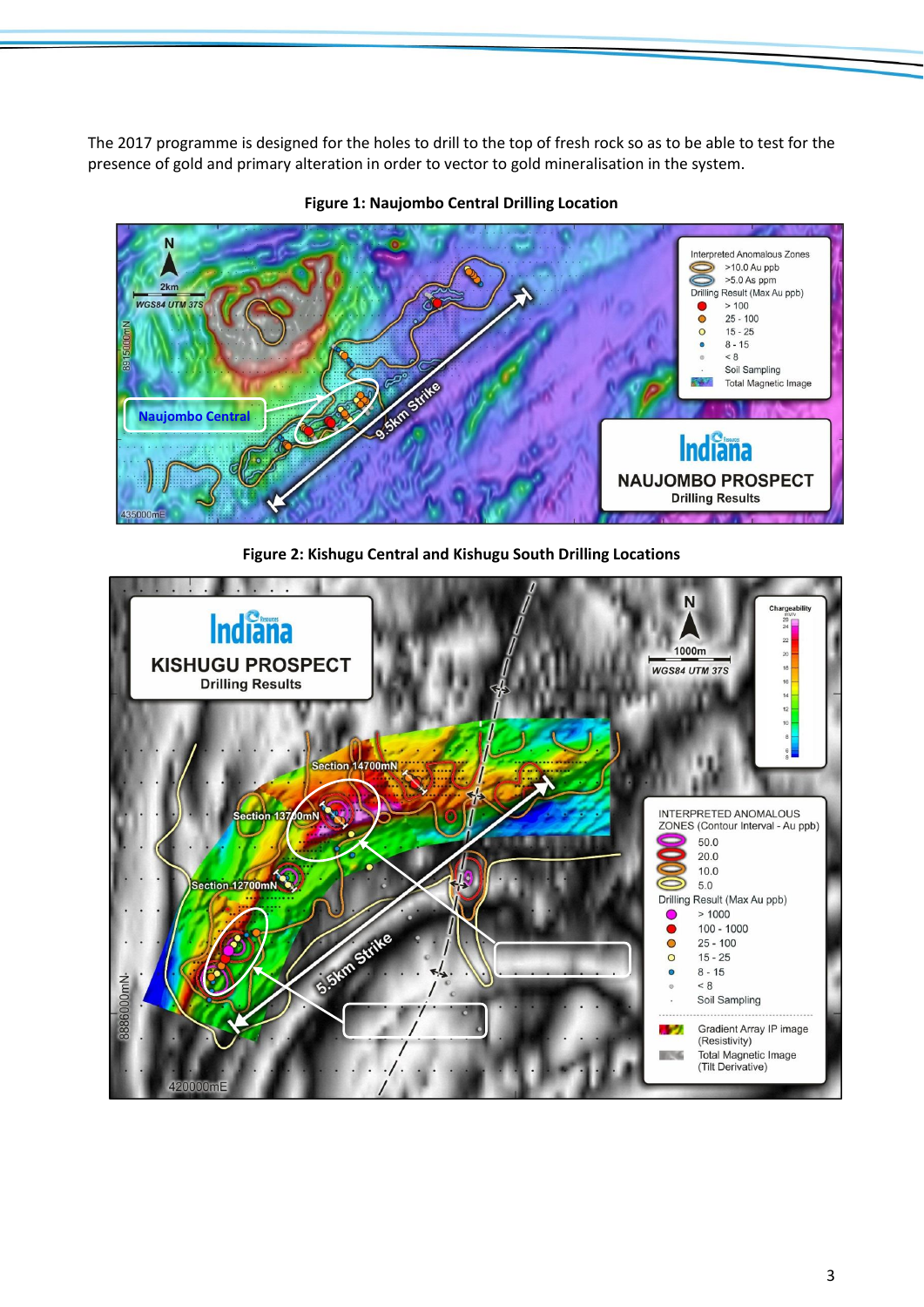The 2017 programme is designed for the holes to drill to the top of fresh rock so as to be able to test for the presence of gold and primary alteration in order to vector to gold mineralisation in the system.

**Figure 1: Naujombo Central Drilling Location**

**Figure 2: Kishugu Central and Kishugu South Drilling Locations**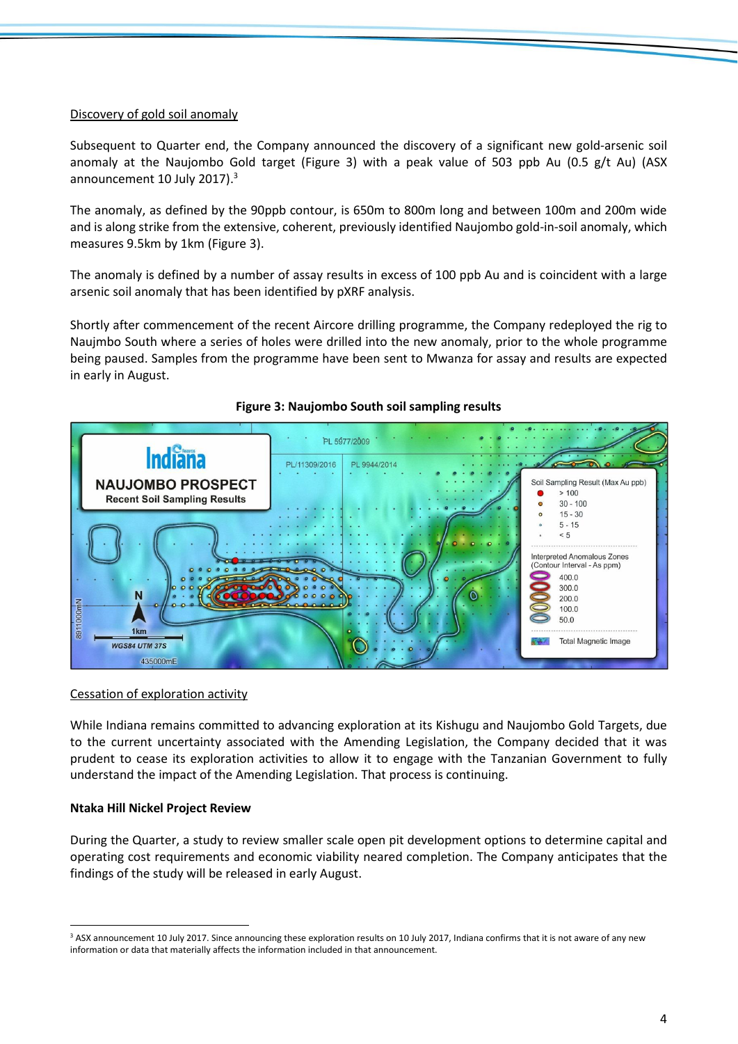Discovery of gold soil anomaly

Subsequent to Quarter end, the Company announced the discovery of a significant new gold-arsenic soil anomaly at the Naujombo Gold target (Figure 3) with a peak value of 503 ppb Au (0.5 g/t Au) (ASX announcement 10 July 2017).[3]

The anomaly, as defined by the 90ppb contour, is 650m to 800m long and between 100m and 200m wide and is along strike from the extensive, coherent, previously identified Naujombo gold-in-soil anomaly, which measures 9.5km by 1km (Figure 3).

The anomaly is defined by a number of assay results in excess of 100 ppb Au and is coincident with a large arsenic soil anomaly that has been identified by pXRF analysis.

Shortly after commencement of the recent Aircore drilling programme, the Company redeployed the rig to Naujmbo South where a series of holes were drilled into the new anomaly, prior to the whole programme being paused. Samples from the programme have been sent to Mwanza for assay and results are expected in early in August.

**Figure 3: Naujombo South soil sampling results**

Cessation of exploration activity

While Indiana remains committed to advancing exploration at its Kishugu and Naujombo Gold Targets, due to the current uncertainty associated with the Amending Legislation, the Company decided that it was prudent to cease its exploration activities to allow it to engage with the Tanzanian Government to fully understand the impact of the Amending Legislation. That process is continuing.

**Ntaka Hill Nickel Project Review**

During the Quarter, a study to review smaller scale open pit development options to determine capital and operating cost requirements and economic viability neared completion. The Company anticipates that the findings of the study will be released in early August.

[3] ASX announcement 10 July 2017. Since announcing these exploration results on 10 July 2017, Indiana confirms that it is not aware of any new information or data that materially affects the information included in that announcement.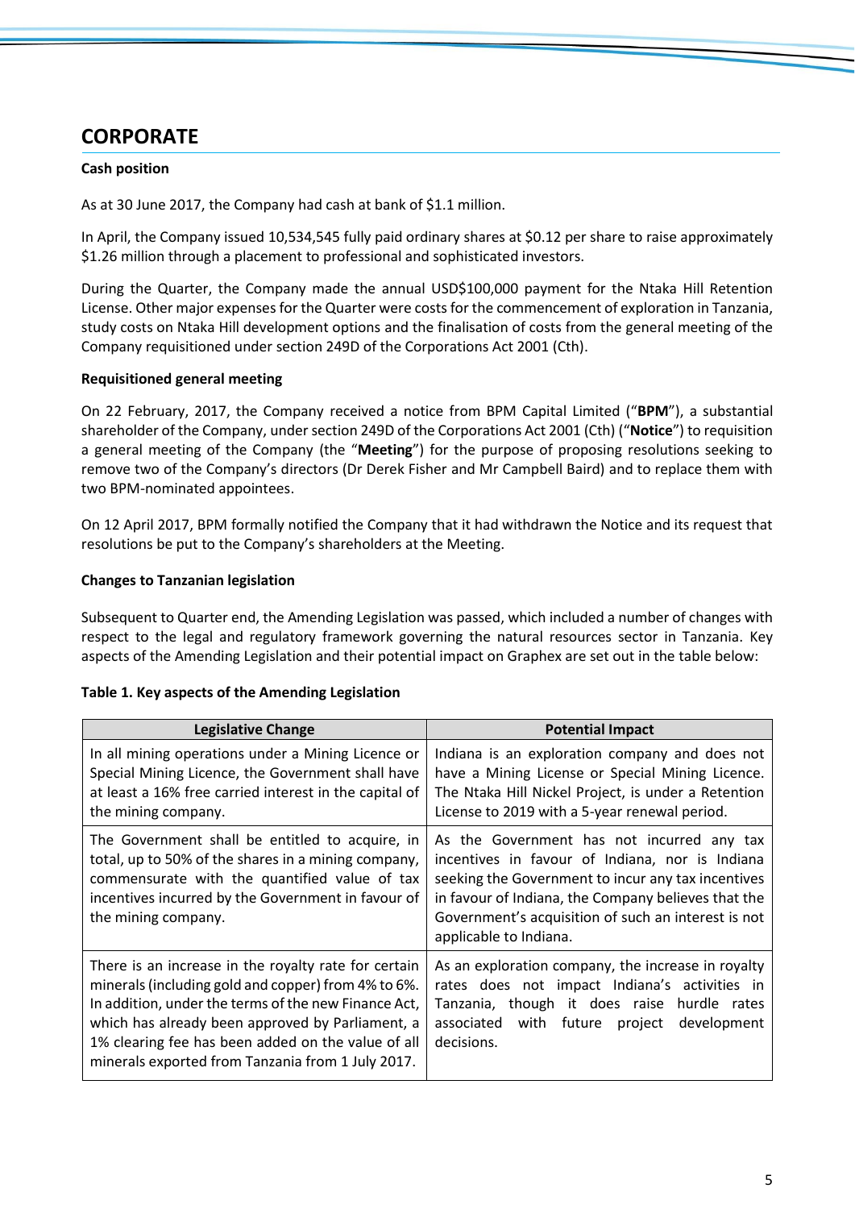## CORPORATE

**Cash position**

As at 30 June 2017, the Company had cash at bank of $1.1 million.

In April, the Company issued 10,534,545 fully paid ordinary shares at $0.12 per share to raise approximately $1.26 million through a placement to professional and sophisticated investors.

During the Quarter, the Company made the annual USD$100,000 payment for the Ntaka Hill Retention License. Other major expenses for the Quarter were costs for the commencement of exploration in Tanzania, study costs on Ntaka Hill development options and the finalisation of costs from the general meeting of the Company requisitioned under section 249D of the Corporations Act 2001 (Cth).

**Requisitioned general meeting**

On 22 February, 2017, the Company received a notice from BPM Capital Limited ("**BPM**"), a substantial shareholder of the Company, under section 249D of the Corporations Act 2001 (Cth) ("**Notice**") to requisition a general meeting of the Company (the "**Meeting**") for the purpose of proposing resolutions seeking to remove two of the Company's directors (Dr Derek Fisher and Mr Campbell Baird) and to replace them with two BPM-nominated appointees.

On 12 April 2017, BPM formally notified the Company that it had withdrawn the Notice and its request that resolutions be put to the Company's shareholders at the Meeting.

**Changes to Tanzanian legislation**

Subsequent to Quarter end, the Amending Legislation was passed, which included a number of changes with respect to the legal and regulatory framework governing the natural resources sector in Tanzania. Key aspects of the Amending Legislation and their potential impact on Graphex are set out in the table below:

**Table 1. Key aspects of the Amending Legislation**

| Legislative Change | Potential Impact |
|---|---|
| In all mining operations under a Mining Licence or Special Mining Licence, the Government shall have at least a 16% free carried interest in the capital of the mining company. | Indiana is an exploration company and does not have a Mining License or Special Mining Licence. The Ntaka Hill Nickel Project, is under a Retention License to 2019 with a 5-year renewal period. |
| The Government shall be entitled to acquire, in total, up to 50% of the shares in a mining company, commensurate with the quantified value of tax incentives incurred by the Government in favour of the mining company. | As the Government has not incurred any tax incentives in favour of Indiana, nor is Indiana seeking the Government to incur any tax incentives in favour of Indiana, the Company believes that the Government's acquisition of such an interest is not applicable to Indiana. |
| There is an increase in the royalty rate for certain minerals (including gold and copper) from 4% to 6%. In addition, under the terms of the new Finance Act, which has already been approved by Parliament, a 1% clearing fee has been added on the value of all minerals exported from Tanzania from 1 July 2017. | As an exploration company, the increase in royalty rates does not impact Indiana's activities in Tanzania, though it does raise hurdle rates associated with future project development decisions. |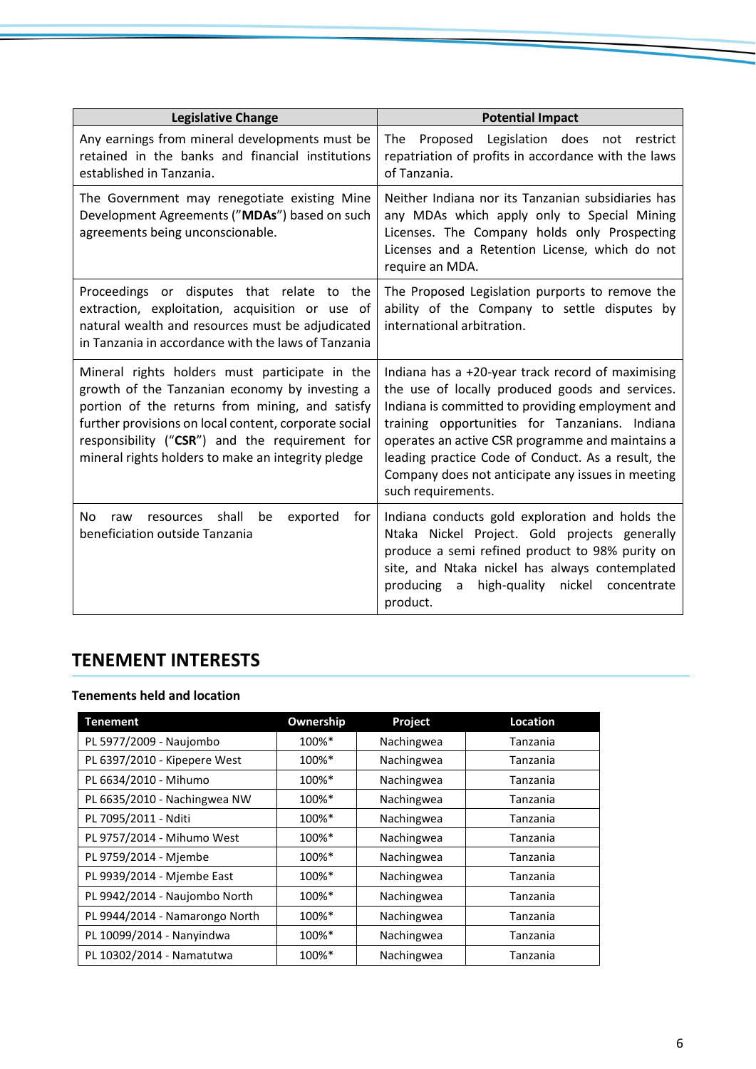| Legislative Change | Potential Impact |
| --- | --- |
| Any earnings from mineral developments must be retained in the banks and financial institutions established in Tanzania. | The Proposed Legislation does not restrict repatriation of profits in accordance with the laws of Tanzania. |
| The Government may renegotiate existing Mine Development Agreements ("**MDAs**") based on such agreements being unconscionable. | Neither Indiana nor its Tanzanian subsidiaries has any MDAs which apply only to Special Mining Licenses. The Company holds only Prospecting Licenses and a Retention License, which do not require an MDA. |
| Proceedings or disputes that relate to the extraction, exploitation, acquisition or use of natural wealth and resources must be adjudicated in Tanzania in accordance with the laws of Tanzania | The Proposed Legislation purports to remove the ability of the Company to settle disputes by international arbitration. |
| Mineral rights holders must participate in the growth of the Tanzanian economy by investing a portion of the returns from mining, and satisfy further provisions on local content, corporate social responsibility ("**CSR**") and the requirement for mineral rights holders to make an integrity pledge | Indiana has a +20-year track record of maximising the use of locally produced goods and services. Indiana is committed to providing employment and training opportunities for Tanzanians. Indiana operates an active CSR programme and maintains a leading practice Code of Conduct. As a result, the Company does not anticipate any issues in meeting such requirements. |
| No raw resources shall be exported for beneficiation outside Tanzania | Indiana conducts gold exploration and holds the Ntaka Nickel Project. Gold projects generally produce a semi refined product to 98% purity on site, and Ntaka nickel has always contemplated producing a high-quality nickel concentrate product. |

## TENEMENT INTERESTS

**Tenements held and location**

| Tenement | Ownership | Project | Location |
| --- | --- | --- | --- |
| PL 5977/2009 - Naujombo | 100%* | Nachingwea | Tanzania |
| PL 6397/2010 - Kipepere West | 100%* | Nachingwea | Tanzania |
| PL 6634/2010 - Mihumo | 100%* | Nachingwea | Tanzania |
| PL 6635/2010 - Nachingwea NW | 100%* | Nachingwea | Tanzania |
| PL 7095/2011 - Nditi | 100%* | Nachingwea | Tanzania |
| PL 9757/2014 - Mihumo West | 100%* | Nachingwea | Tanzania |
| PL 9759/2014 - Mjembe | 100%* | Nachingwea | Tanzania |
| PL 9939/2014 - Mjembe East | 100%* | Nachingwea | Tanzania |
| PL 9942/2014 - Naujombo North | 100%* | Nachingwea | Tanzania |
| PL 9944/2014 - Namarongo North | 100%* | Nachingwea | Tanzania |
| PL 10099/2014 - Nanyindwa | 100%* | Nachingwea | Tanzania |
| PL 10302/2014 - Namatutwa | 100%* | Nachingwea | Tanzania |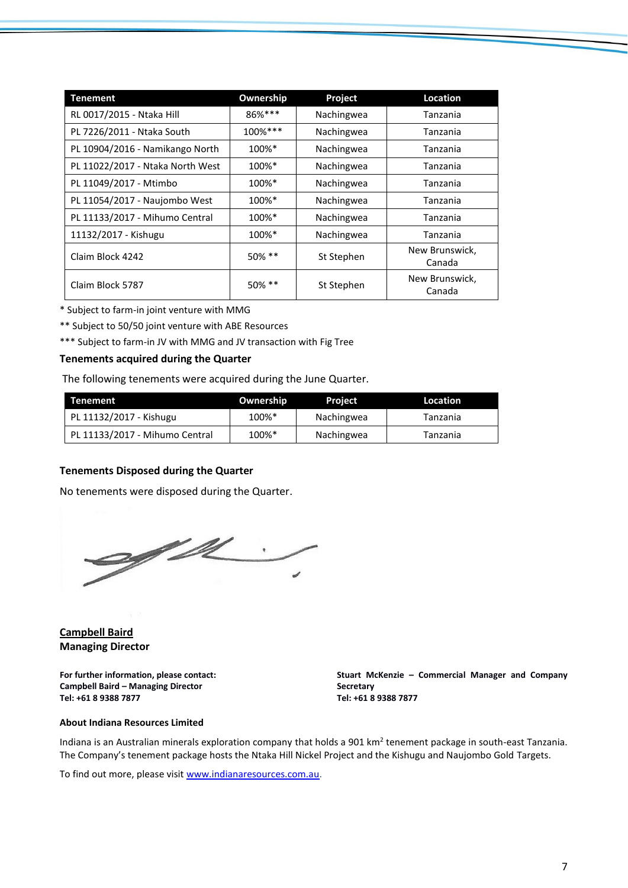| Tenement | Ownership | Project | Location |
| --- | --- | --- | --- |
| RL 0017/2015 - Ntaka Hill | 86%*** | Nachingwea | Tanzania |
| PL 7226/2011 - Ntaka South | 100%*** | Nachingwea | Tanzania |
| PL 10904/2016 - Namikango North | 100%* | Nachingwea | Tanzania |
| PL 11022/2017 - Ntaka North West | 100%* | Nachingwea | Tanzania |
| PL 11049/2017 - Mtimbo | 100%* | Nachingwea | Tanzania |
| PL 11054/2017 - Naujombo West | 100%* | Nachingwea | Tanzania |
| PL 11133/2017 - Mihumo Central | 100%* | Nachingwea | Tanzania |
| 11132/2017 - Kishugu | 100%* | Nachingwea | Tanzania |
| Claim Block 4242 | 50% ** | St Stephen | New Brunswick, Canada |
| Claim Block 5787 | 50% ** | St Stephen | New Brunswick, Canada |

\* Subject to farm-in joint venture with MMG

\** Subject to 50/50 joint venture with ABE Resources

\*** Subject to farm-in JV with MMG and JV transaction with Fig Tree

**Tenements acquired during the Quarter**

The following tenements were acquired during the June Quarter.

| Tenement | Ownership | Project | Location |
| --- | --- | --- | --- |
| PL 11132/2017 - Kishugu | 100%* | Nachingwea | Tanzania |
| PL 11133/2017 - Mihumo Central | 100%* | Nachingwea | Tanzania |

**Tenements Disposed during the Quarter**

No tenements were disposed during the Quarter.

**Campbell Baird**
**Managing Director**

**For further information, please contact:**
**Campbell Baird – Managing Director**
**Tel: +61 8 9388 7877**

**Stuart McKenzie – Commercial Manager and Company Secretary**
**Tel: +61 8 9388 7877**

**About Indiana Resources Limited**

Indiana is an Australian minerals exploration company that holds a 901 km$^2$ tenement package in south-east Tanzania. The Company's tenement package hosts the Ntaka Hill Nickel Project and the Kishugu and Naujombo Gold Targets.

To find out more, please visit www.indianaresources.com.au.